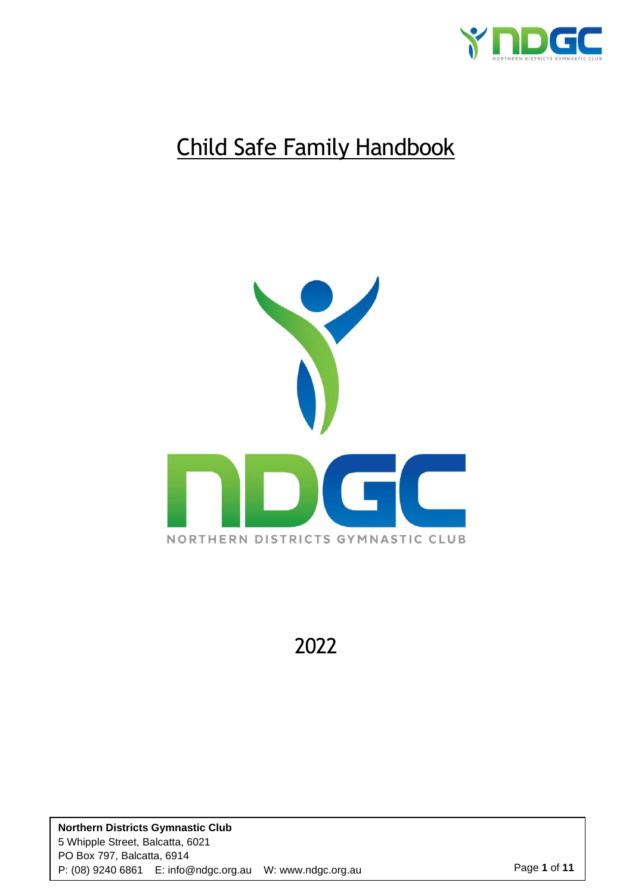# Child Safe Family Handbook

NDGC

NORTHERN DISTRICTS GYMNASTIC CLUB

2022

**Northern Districts Gymnastic Club**
5 Whipple Street, Balcatta, 6021
PO Box 797, Balcatta, 6914
P: (08) 9240 6861 E: info@ndgc.org.au W: www.ndgc.org.au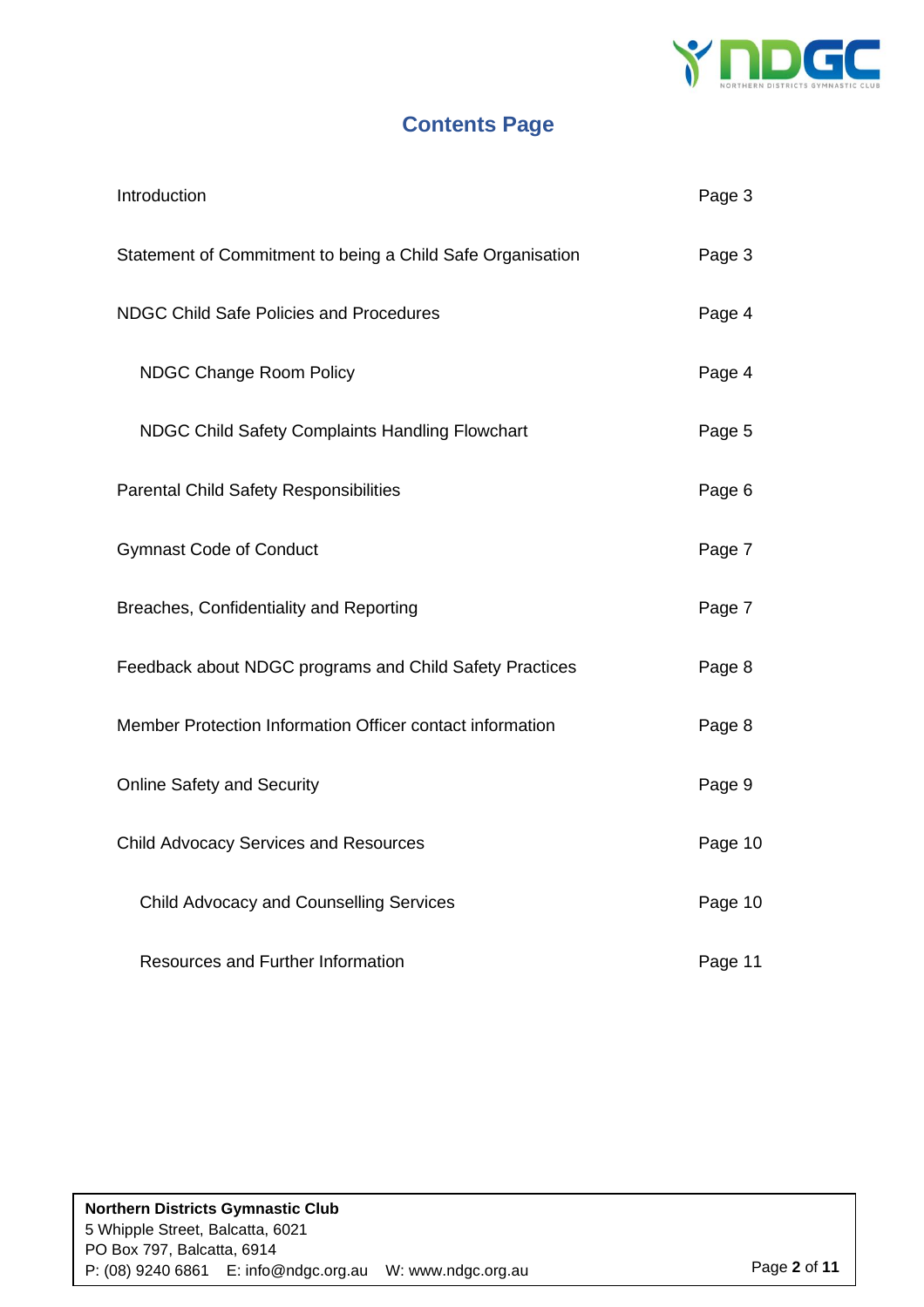# Contents Page

| | |
|---|---|
| Introduction | Page 3 |
| Statement of Commitment to being a Child Safe Organisation | Page 3 |
| NDGC Child Safe Policies and Procedures | Page 4 |
| NDGC Change Room Policy | Page 4 |
| NDGC Child Safety Complaints Handling Flowchart | Page 5 |
| Parental Child Safety Responsibilities | Page 6 |
| Gymnast Code of Conduct | Page 7 |
| Breaches, Confidentiality and Reporting | Page 7 |
| Feedback about NDGC programs and Child Safety Practices | Page 8 |
| Member Protection Information Officer contact information | Page 8 |
| Online Safety and Security | Page 9 |
| Child Advocacy Services and Resources | Page 10 |
| Child Advocacy and Counselling Services | Page 10 |
| Resources and Further Information | Page 11 |

**Northern Districts Gymnastic Club**
5 Whipple Street, Balcatta, 6021
PO Box 797, Balcatta, 6914
P: (08) 9240 6861 E: info@ndgc.org.au W: www.ndgc.org.au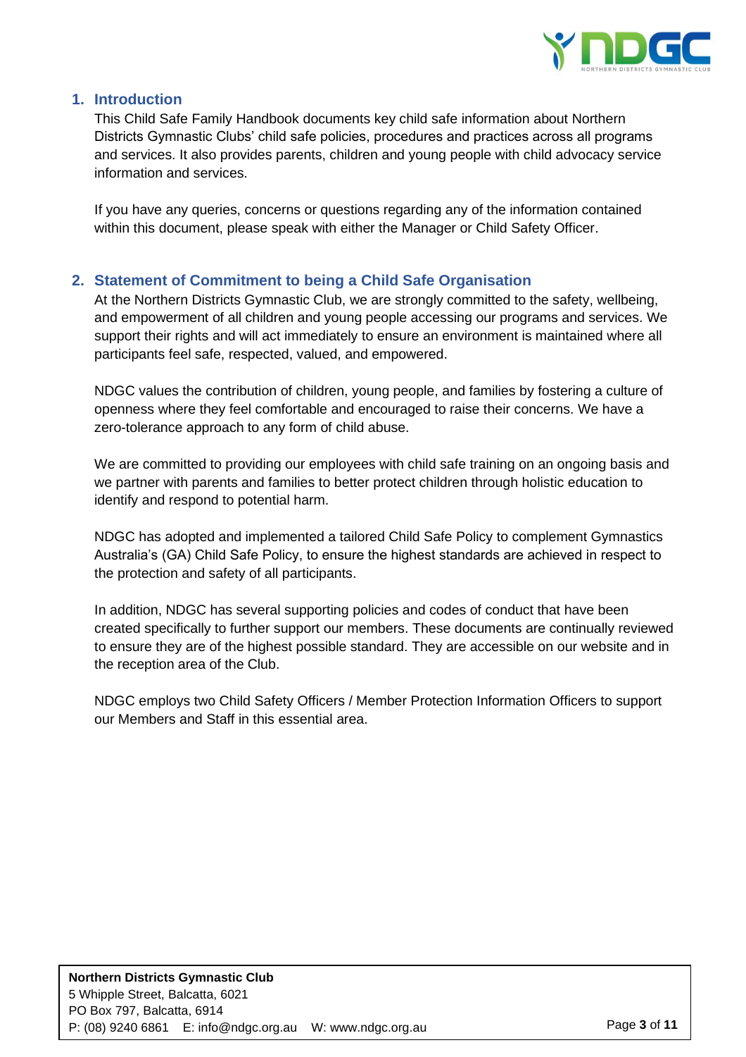## 1. Introduction

This Child Safe Family Handbook documents key child safe information about Northern Districts Gymnastic Clubs' child safe policies, procedures and practices across all programs and services. It also provides parents, children and young people with child advocacy service information and services.

If you have any queries, concerns or questions regarding any of the information contained within this document, please speak with either the Manager or Child Safety Officer.

## 2. Statement of Commitment to being a Child Safe Organisation

At the Northern Districts Gymnastic Club, we are strongly committed to the safety, wellbeing, and empowerment of all children and young people accessing our programs and services. We support their rights and will act immediately to ensure an environment is maintained where all participants feel safe, respected, valued, and empowered.

NDGC values the contribution of children, young people, and families by fostering a culture of openness where they feel comfortable and encouraged to raise their concerns. We have a zero-tolerance approach to any form of child abuse.

We are committed to providing our employees with child safe training on an ongoing basis and we partner with parents and families to better protect children through holistic education to identify and respond to potential harm.

NDGC has adopted and implemented a tailored Child Safe Policy to complement Gymnastics Australia's (GA) Child Safe Policy, to ensure the highest standards are achieved in respect to the protection and safety of all participants.

In addition, NDGC has several supporting policies and codes of conduct that have been created specifically to further support our members. These documents are continually reviewed to ensure they are of the highest possible standard. They are accessible on our website and in the reception area of the Club.

NDGC employs two Child Safety Officers / Member Protection Information Officers to support our Members and Staff in this essential area.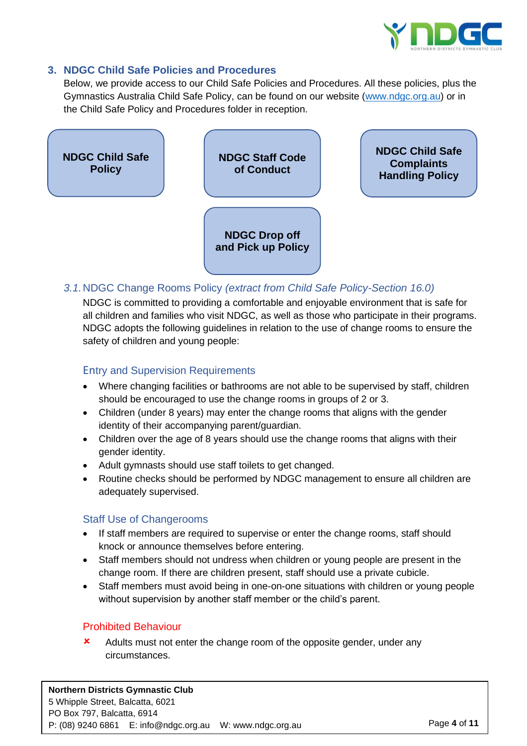## 3. NDGC Child Safe Policies and Procedures

Below, we provide access to our Child Safe Policies and Procedures. All these policies, plus the Gymnastics Australia Child Safe Policy, can be found on our website (www.ndgc.org.au) or in the Child Safe Policy and Procedures folder in reception.

**NDGC Child Safe Policy**

**NDGC Staff Code of Conduct**

**NDGC Child Safe Complaints Handling Policy**

**NDGC Drop off and Pick up Policy**

### *3.1.* NDGC Change Rooms Policy *(extract from Child Safe Policy-Section 16.0)*

NDGC is committed to providing a comfortable and enjoyable environment that is safe for all children and families who visit NDGC, as well as those who participate in their programs. NDGC adopts the following guidelines in relation to the use of change rooms to ensure the safety of children and young people:

#### Entry and Supervision Requirements

- Where changing facilities or bathrooms are not able to be supervised by staff, children should be encouraged to use the change rooms in groups of 2 or 3.
- Children (under 8 years) may enter the change rooms that aligns with the gender identity of their accompanying parent/guardian.
- Children over the age of 8 years should use the change rooms that aligns with their gender identity.
- Adult gymnasts should use staff toilets to get changed.
- Routine checks should be performed by NDGC management to ensure all children are adequately supervised.

#### Staff Use of Changerooms

- If staff members are required to supervise or enter the change rooms, staff should knock or announce themselves before entering.
- Staff members should not undress when children or young people are present in the change room. If there are children present, staff should use a private cubicle.
- Staff members must avoid being in one-on-one situations with children or young people without supervision by another staff member or the child's parent.

#### Prohibited Behaviour

- ✘ Adults must not enter the change room of the opposite gender, under any circumstances.

**Northern Districts Gymnastic Club**
5 Whipple Street, Balcatta, 6021
PO Box 797, Balcatta, 6914
P: (08) 9240 6861 E: info@ndgc.org.au W: www.ndgc.org.au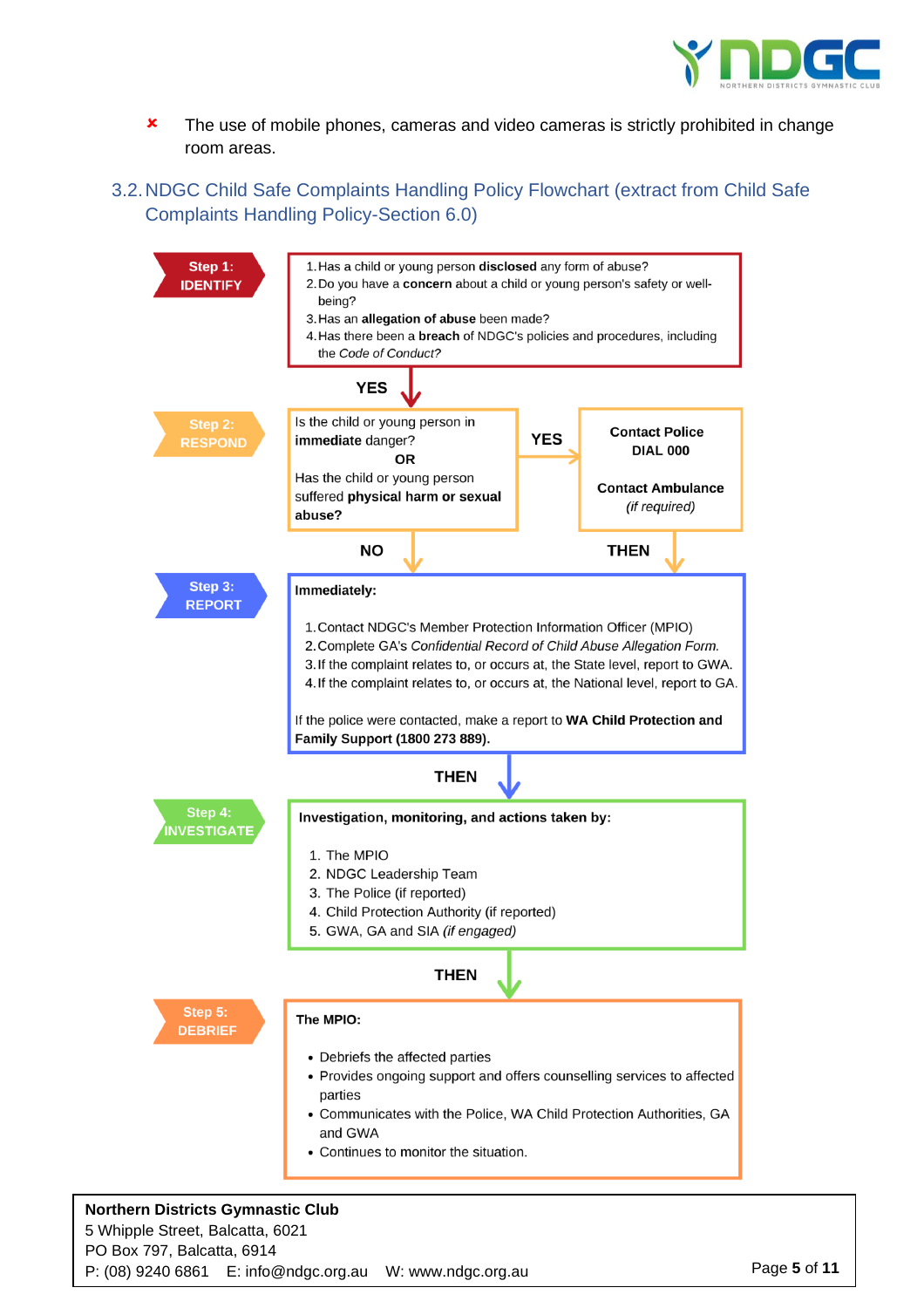- ✘ The use of mobile phones, cameras and video cameras is strictly prohibited in change room areas.

## 3.2. NDGC Child Safe Complaints Handling Policy Flowchart (extract from Child Safe Complaints Handling Policy-Section 6.0)

**Step 1: IDENTIFY**

1. Has a child or young person **disclosed** any form of abuse?
2. Do you have a **concern** about a child or young person's safety or well-being?
3. Has an **allegation of abuse** been made?
4. Has there been a **breach** of NDGC's policies and procedures, including the *Code of Conduct?*

**YES** ↓

**Step 2: RESPOND**

Is the child or young person in **immediate** danger?

**OR**

Has the child or young person suffered **physical harm or sexual abuse?**

**YES** → **Contact Police DIAL 000**

**Contact Ambulance** *(if required)*

**NO** ↓ / **THEN** ↓

**Step 3: REPORT**

**Immediately:**

1. Contact NDGC's Member Protection Information Officer (MPIO)
2. Complete GA's *Confidential Record of Child Abuse Allegation Form.*
3. If the complaint relates to, or occurs at, the State level, report to GWA.
4. If the complaint relates to, or occurs at, the National level, report to GA.

If the police were contacted, make a report to **WA Child Protection and Family Support (1800 273 889).**

**THEN** ↓

**Step 4: INVESTIGATE**

**Investigation, monitoring, and actions taken by:**

1. The MPIO
2. NDGC Leadership Team
3. The Police (if reported)
4. Child Protection Authority (if reported)
5. GWA, GA and SIA *(if engaged)*

**THEN** ↓

**Step 5: DEBRIEF**

**The MPIO:**

- Debriefs the affected parties
- Provides ongoing support and offers counselling services to affected parties
- Communicates with the Police, WA Child Protection Authorities, GA and GWA
- Continues to monitor the situation.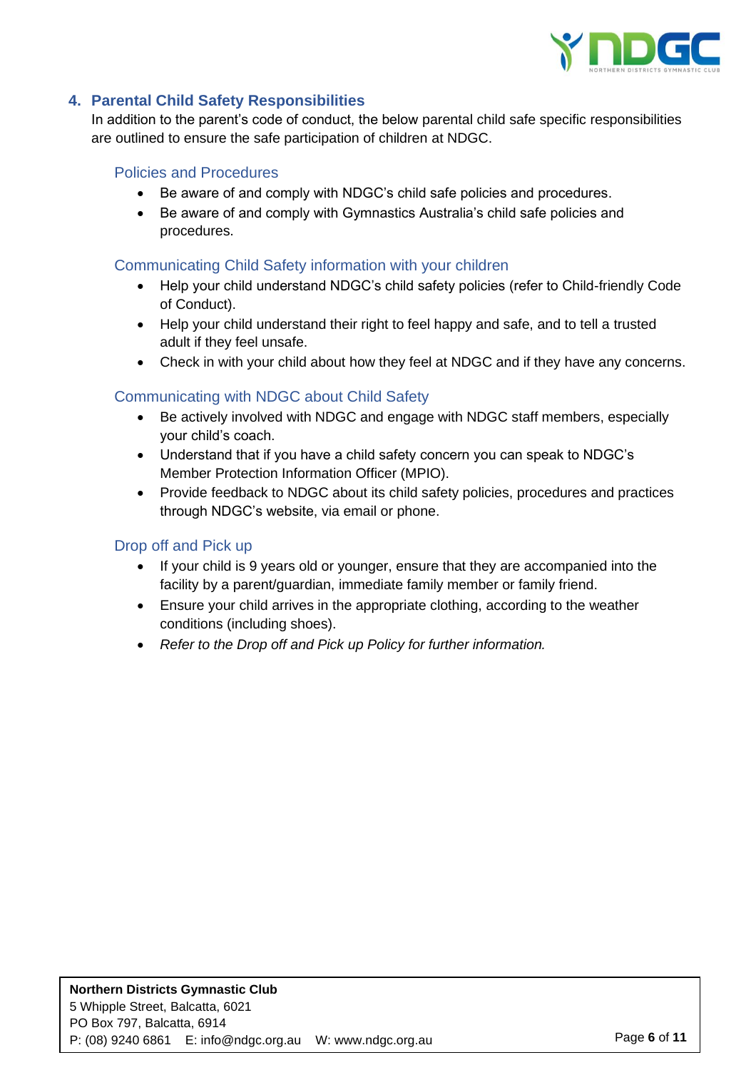## 4. Parental Child Safety Responsibilities

In addition to the parent's code of conduct, the below parental child safe specific responsibilities are outlined to ensure the safe participation of children at NDGC.

### Policies and Procedures

- Be aware of and comply with NDGC's child safe policies and procedures.
- Be aware of and comply with Gymnastics Australia's child safe policies and procedures.

### Communicating Child Safety information with your children

- Help your child understand NDGC's child safety policies (refer to Child-friendly Code of Conduct).
- Help your child understand their right to feel happy and safe, and to tell a trusted adult if they feel unsafe.
- Check in with your child about how they feel at NDGC and if they have any concerns.

### Communicating with NDGC about Child Safety

- Be actively involved with NDGC and engage with NDGC staff members, especially your child's coach.
- Understand that if you have a child safety concern you can speak to NDGC's Member Protection Information Officer (MPIO).
- Provide feedback to NDGC about its child safety policies, procedures and practices through NDGC's website, via email or phone.

### Drop off and Pick up

- If your child is 9 years old or younger, ensure that they are accompanied into the facility by a parent/guardian, immediate family member or family friend.
- Ensure your child arrives in the appropriate clothing, according to the weather conditions (including shoes).
- *Refer to the Drop off and Pick up Policy for further information.*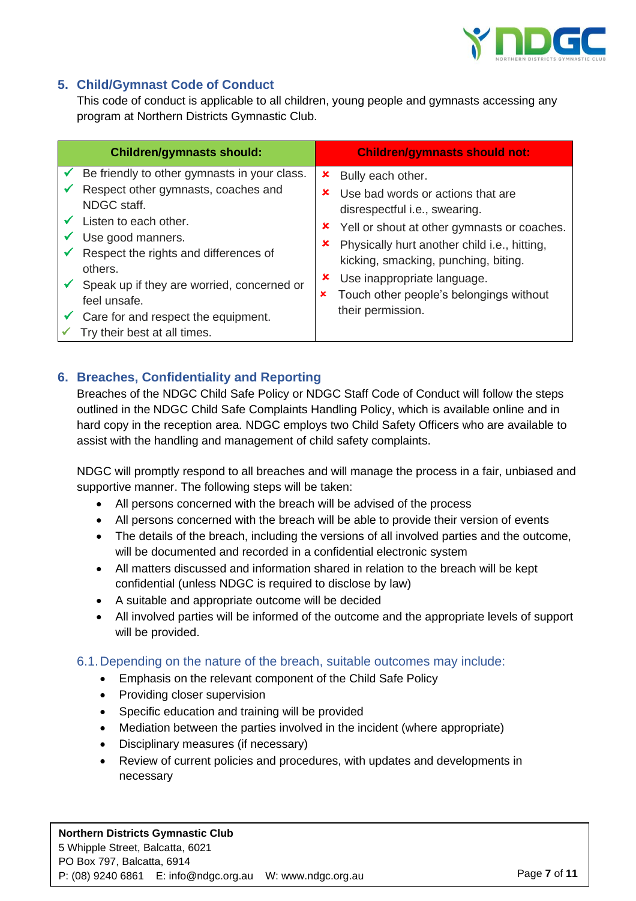## 5. Child/Gymnast Code of Conduct

This code of conduct is applicable to all children, young people and gymnasts accessing any program at Northern Districts Gymnastic Club.

| Children/gymnasts should: | Children/gymnasts should not: |
| --- | --- |
| ✓ Be friendly to other gymnasts in your class.<br>✓ Respect other gymnasts, coaches and NDGC staff.<br>✓ Listen to each other.<br>✓ Use good manners.<br>✓ Respect the rights and differences of others.<br>✓ Speak up if they are worried, concerned or feel unsafe.<br>✓ Care for and respect the equipment.<br>✓ Try their best at all times. | ✗ Bully each other.<br>✗ Use bad words or actions that are disrespectful i.e., swearing.<br>✗ Yell or shout at other gymnasts or coaches.<br>✗ Physically hurt another child i.e., hitting, kicking, smacking, punching, biting.<br>✗ Use inappropriate language.<br>✗ Touch other people's belongings without their permission. |

## 6. Breaches, Confidentiality and Reporting

Breaches of the NDGC Child Safe Policy or NDGC Staff Code of Conduct will follow the steps outlined in the NDGC Child Safe Complaints Handling Policy, which is available online and in hard copy in the reception area. NDGC employs two Child Safety Officers who are available to assist with the handling and management of child safety complaints.

NDGC will promptly respond to all breaches and will manage the process in a fair, unbiased and supportive manner. The following steps will be taken:

- All persons concerned with the breach will be advised of the process
- All persons concerned with the breach will be able to provide their version of events
- The details of the breach, including the versions of all involved parties and the outcome, will be documented and recorded in a confidential electronic system
- All matters discussed and information shared in relation to the breach will be kept confidential (unless NDGC is required to disclose by law)
- A suitable and appropriate outcome will be decided
- All involved parties will be informed of the outcome and the appropriate levels of support will be provided.

### 6.1. Depending on the nature of the breach, suitable outcomes may include:

- Emphasis on the relevant component of the Child Safe Policy
- Providing closer supervision
- Specific education and training will be provided
- Mediation between the parties involved in the incident (where appropriate)
- Disciplinary measures (if necessary)
- Review of current policies and procedures, with updates and developments in necessary

**Northern Districts Gymnastic Club**
5 Whipple Street, Balcatta, 6021
PO Box 797, Balcatta, 6914
P: (08) 9240 6861 E: info@ndgc.org.au W: www.ndgc.org.au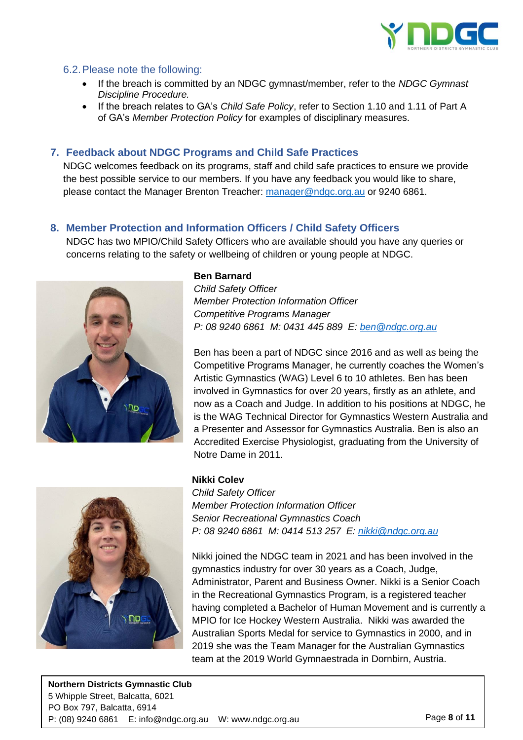### 6.2. Please note the following:

- If the breach is committed by an NDGC gymnast/member, refer to the *NDGC Gymnast Discipline Procedure.*
- If the breach relates to GA's *Child Safe Policy*, refer to Section 1.10 and 1.11 of Part A of GA's *Member Protection Policy* for examples of disciplinary measures.

## 7. Feedback about NDGC Programs and Child Safe Practices

NDGC welcomes feedback on its programs, staff and child safe practices to ensure we provide the best possible service to our members. If you have any feedback you would like to share, please contact the Manager Brenton Treacher: manager@ndgc.org.au or 9240 6861.

## 8. Member Protection and Information Officers / Child Safety Officers

NDGC has two MPIO/Child Safety Officers who are available should you have any queries or concerns relating to the safety or wellbeing of children or young people at NDGC.

**Ben Barnard**
*Child Safety Officer*
*Member Protection Information Officer*
*Competitive Programs Manager*
*P: 08 9240 6861 M: 0431 445 889 E: ben@ndgc.org.au*

Ben has been a part of NDGC since 2016 and as well as being the Competitive Programs Manager, he currently coaches the Women's Artistic Gymnastics (WAG) Level 6 to 10 athletes. Ben has been involved in Gymnastics for over 20 years, firstly as an athlete, and now as a Coach and Judge. In addition to his positions at NDGC, he is the WAG Technical Director for Gymnastics Western Australia and a Presenter and Assessor for Gymnastics Australia. Ben is also an Accredited Exercise Physiologist, graduating from the University of Notre Dame in 2011.

**Nikki Colev**
*Child Safety Officer*
*Member Protection Information Officer*
*Senior Recreational Gymnastics Coach*
*P: 08 9240 6861 M: 0414 513 257 E: nikki@ndgc.org.au*

Nikki joined the NDGC team in 2021 and has been involved in the gymnastics industry for over 30 years as a Coach, Judge, Administrator, Parent and Business Owner. Nikki is a Senior Coach in the Recreational Gymnastics Program, is a registered teacher having completed a Bachelor of Human Movement and is currently a MPIO for Ice Hockey Western Australia. Nikki was awarded the Australian Sports Medal for service to Gymnastics in 2000, and in 2019 she was the Team Manager for the Australian Gymnastics team at the 2019 World Gymnaestrada in Dornbirn, Austria.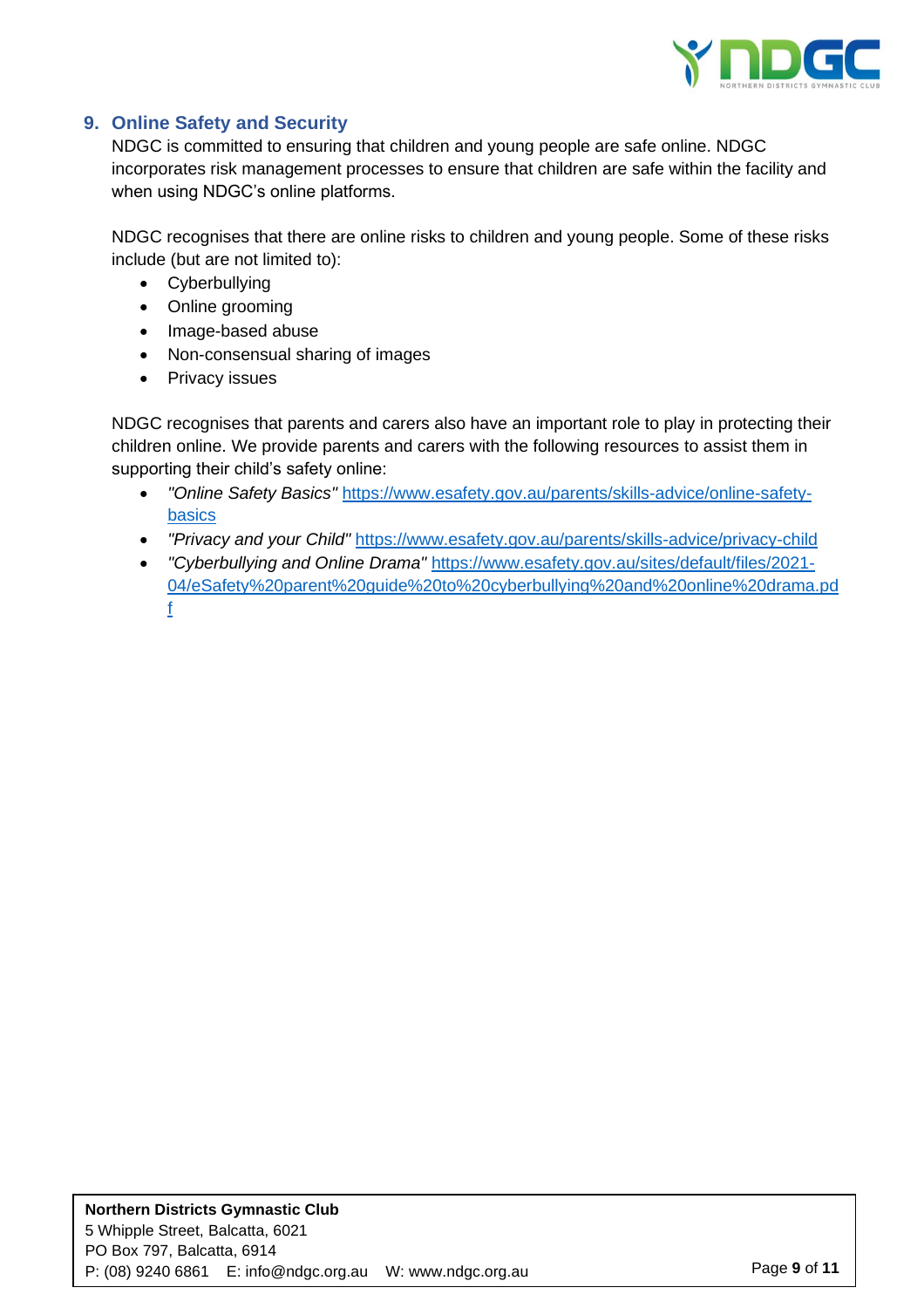## 9. Online Safety and Security

NDGC is committed to ensuring that children and young people are safe online. NDGC incorporates risk management processes to ensure that children are safe within the facility and when using NDGC's online platforms.

NDGC recognises that there are online risks to children and young people. Some of these risks include (but are not limited to):

- Cyberbullying
- Online grooming
- Image-based abuse
- Non-consensual sharing of images
- Privacy issues

NDGC recognises that parents and carers also have an important role to play in protecting their children online. We provide parents and carers with the following resources to assist them in supporting their child's safety online:

- *"Online Safety Basics"* https://www.esafety.gov.au/parents/skills-advice/online-safety-basics
- *"Privacy and your Child"* https://www.esafety.gov.au/parents/skills-advice/privacy-child
- *"Cyberbullying and Online Drama"* https://www.esafety.gov.au/sites/default/files/2021-04/eSafety%20parent%20guide%20to%20cyberbullying%20and%20online%20drama.pdf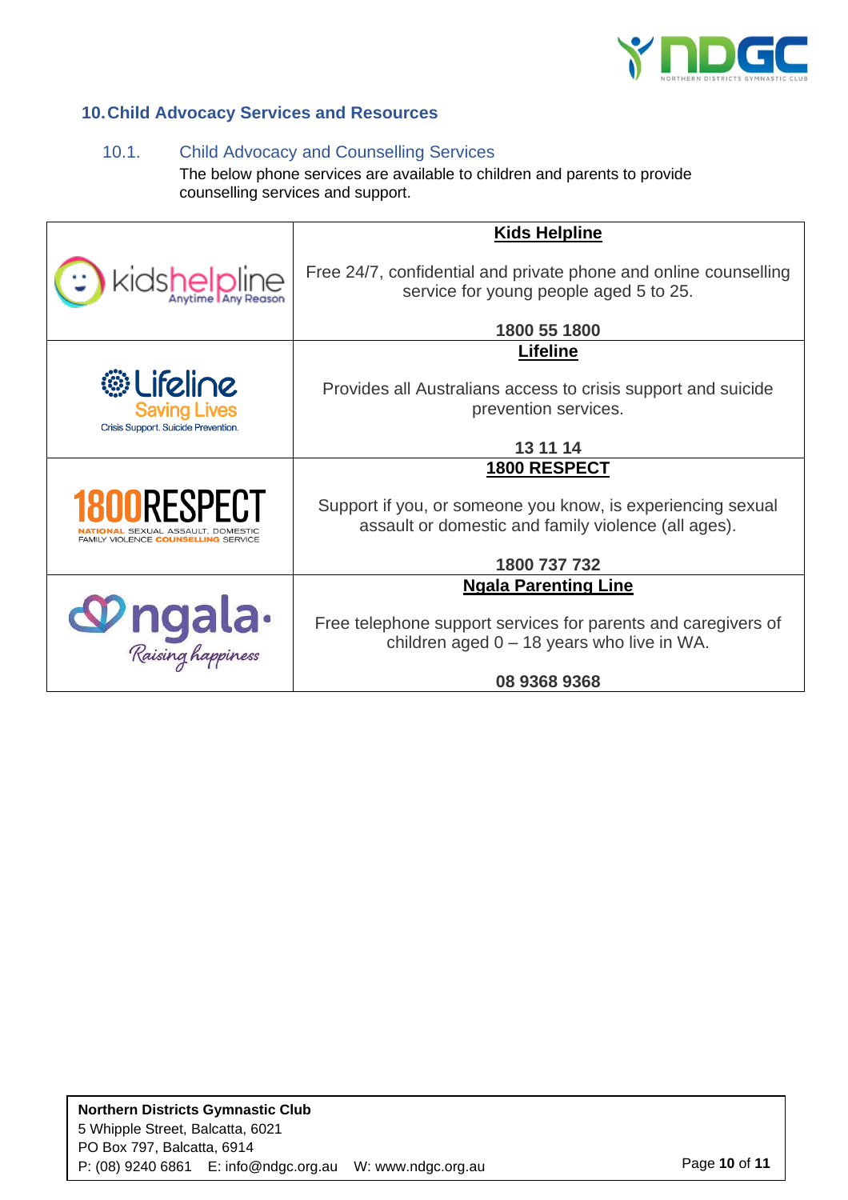## 10. Child Advocacy Services and Resources

### 10.1. Child Advocacy and Counselling Services

The below phone services are available to children and parents to provide counselling services and support.

| | |
|---|---|
| kidshelpline Anytime \| Any Reason | **Kids Helpline**<br><br>Free 24/7, confidential and private phone and online counselling service for young people aged 5 to 25.<br><br>**1800 55 1800** |
| Lifeline Saving Lives Crisis Support. Suicide Prevention. | **Lifeline**<br><br>Provides all Australians access to crisis support and suicide prevention services.<br><br>**13 11 14** |
| 1800RESPECT NATIONAL SEXUAL ASSAULT, DOMESTIC FAMILY VIOLENCE COUNSELLING SERVICE | **1800 RESPECT**<br><br>Support if you, or someone you know, is experiencing sexual assault or domestic and family violence (all ages).<br><br>**1800 737 732** |
| ngala Raising happiness | **Ngala Parenting Line**<br><br>Free telephone support services for parents and caregivers of children aged 0 – 18 years who live in WA.<br><br>**08 9368 9368** |

**Northern Districts Gymnastic Club**
5 Whipple Street, Balcatta, 6021
PO Box 797, Balcatta, 6914
P: (08) 9240 6861 E: info@ndgc.org.au W: www.ndgc.org.au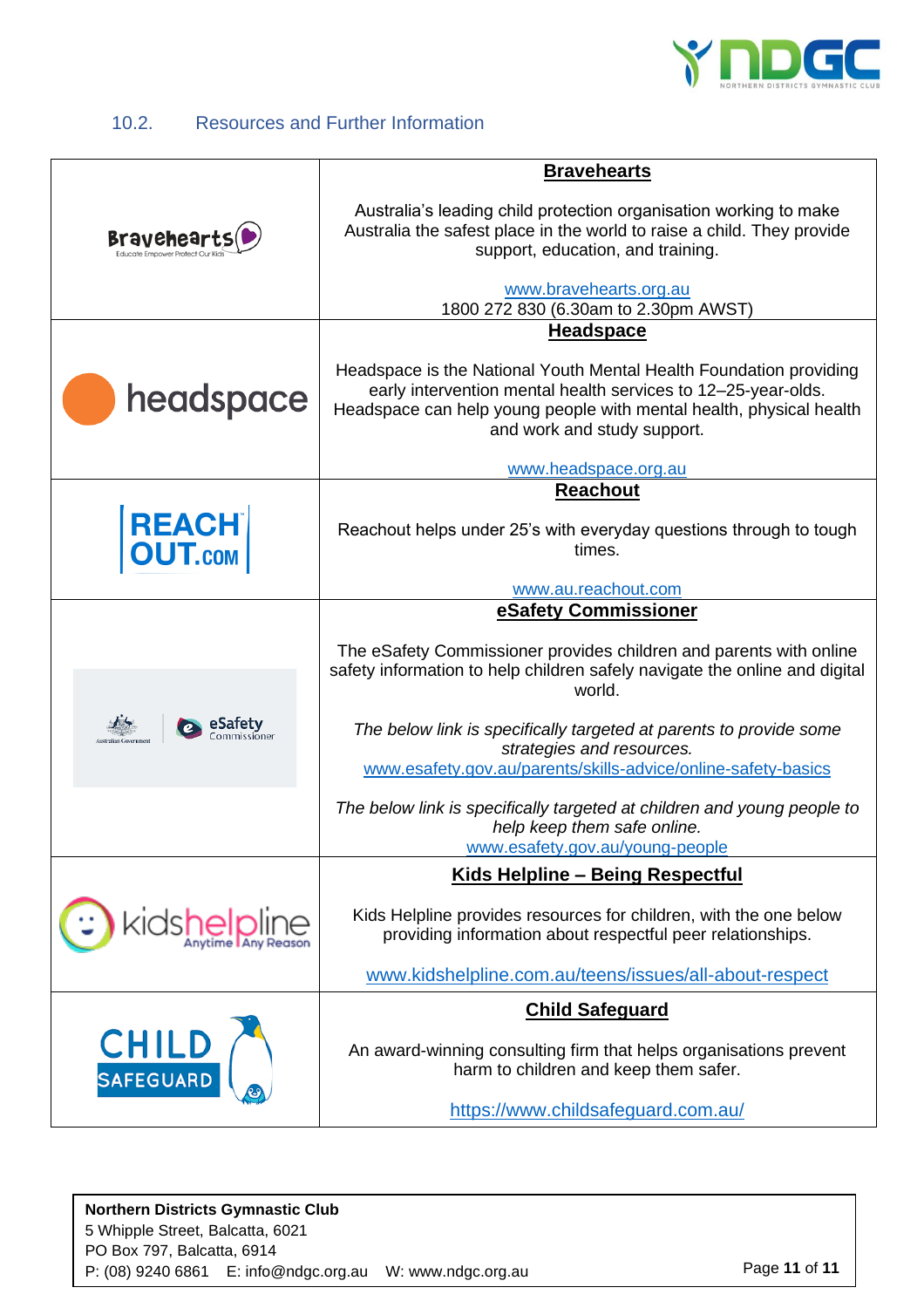## 10.2. Resources and Further Information

| | |
|---|---|
| Bravehearts | **Bravehearts**<br><br>Australia's leading child protection organisation working to make Australia the safest place in the world to raise a child. They provide support, education, and training.<br><br>www.bravehearts.org.au<br>1800 272 830 (6.30am to 2.30pm AWST) |
| headspace | **Headspace**<br><br>Headspace is the National Youth Mental Health Foundation providing early intervention mental health services to 12–25-year-olds. Headspace can help young people with mental health, physical health and work and study support.<br><br>www.headspace.org.au |
| REACH OUT.com | **Reachout**<br><br>Reachout helps under 25's with everyday questions through to tough times.<br><br>www.au.reachout.com |
| Australian Government eSafety Commissioner | **eSafety Commissioner**<br><br>The eSafety Commissioner provides children and parents with online safety information to help children safely navigate the online and digital world.<br><br>*The below link is specifically targeted at parents to provide some strategies and resources.*<br>www.esafety.gov.au/parents/skills-advice/online-safety-basics<br><br>*The below link is specifically targeted at children and young people to help keep them safe online.*<br>www.esafety.gov.au/young-people |
| kidshelpline Anytime Any Reason | **Kids Helpline – Being Respectful**<br><br>Kids Helpline provides resources for children, with the one below providing information about respectful peer relationships.<br><br>www.kidshelpline.com.au/teens/issues/all-about-respect |
| CHILD SAFEGUARD | **Child Safeguard**<br><br>An award-winning consulting firm that helps organisations prevent harm to children and keep them safer.<br><br>https://www.childsafeguard.com.au/ |

**Northern Districts Gymnastic Club**
5 Whipple Street, Balcatta, 6021
PO Box 797, Balcatta, 6914
P: (08) 9240 6861 E: info@ndgc.org.au W: www.ndgc.org.au